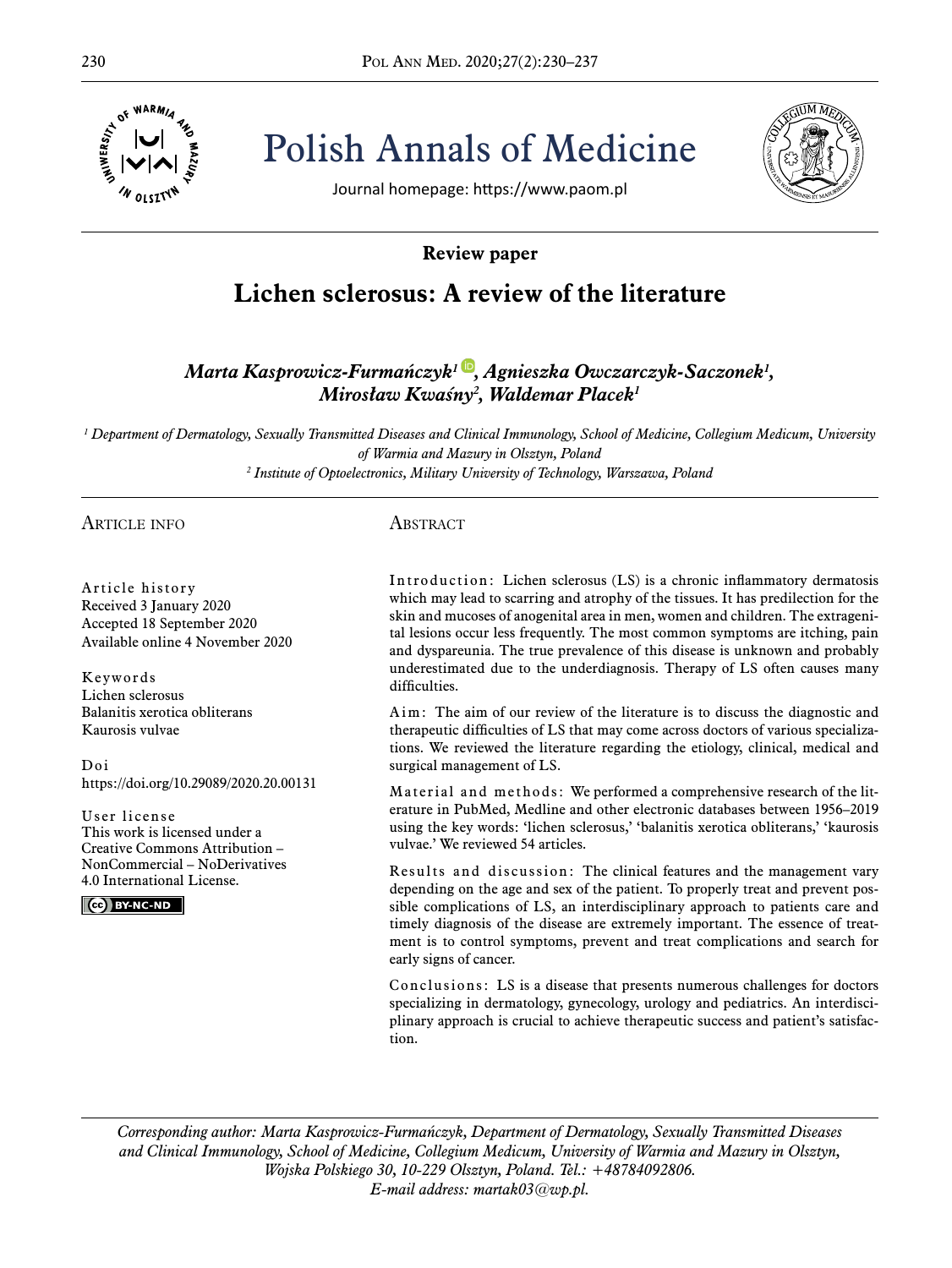# Polish Annals of Medicine

Journal homepage: https://www.paom.pl

**Review paper**

## Lichen sclerosus: A review of the literature

***Marta Kasprowicz-Furmańczyk[1], Agnieszka Owczarczyk-Saczonek[1], Mirosław Kwaśny[2], Waldemar Placek[1]***

*[1] Department of Dermatology, Sexually Transmitted Diseases and Clinical Immunology, School of Medicine, Collegium Medicum, University of Warmia and Mazury in Olsztyn, Poland*
*[2] Institute of Optoelectronics, Military University of Technology, Warszawa, Poland*

### Article info

**Article history**
Received 3 January 2020
Accepted 18 September 2020
Available online 4 November 2020

**Keywords**
Lichen sclerosus
Balanitis xerotica obliterans
Kaurosis vulvae

**Doi**
https://doi.org/10.29089/2020.20.00131

**User license**
This work is licensed under a Creative Commons Attribution – NonCommercial – NoDerivatives 4.0 International License.

### Abstract

**Introduction:** Lichen sclerosus (LS) is a chronic inflammatory dermatosis which may lead to scarring and atrophy of the tissues. It has predilection for the skin and mucoses of anogenital area in men, women and children. The extragenital lesions occur less frequently. The most common symptoms are itching, pain and dyspareunia. The true prevalence of this disease is unknown and probably underestimated due to the underdiagnosis. Therapy of LS often causes many difficulties.

**Aim:** The aim of our review of the literature is to discuss the diagnostic and therapeutic difficulties of LS that may come across doctors of various specializations. We reviewed the literature regarding the etiology, clinical, medical and surgical management of LS.

**Material and methods:** We performed a comprehensive research of the literature in PubMed, Medline and other electronic databases between 1956–2019 using the key words: 'lichen sclerosus,' 'balanitis xerotica obliterans,' 'kaurosis vulvae.' We reviewed 54 articles.

**Results and discussion:** The clinical features and the management vary depending on the age and sex of the patient. To properly treat and prevent possible complications of LS, an interdisciplinary approach to patients care and timely diagnosis of the disease are extremely important. The essence of treatment is to control symptoms, prevent and treat complications and search for early signs of cancer.

**Conclusions:** LS is a disease that presents numerous challenges for doctors specializing in dermatology, gynecology, urology and pediatrics. An interdisciplinary approach is crucial to achieve therapeutic success and patient's satisfaction.

*Corresponding author: Marta Kasprowicz-Furmańczyk, Department of Dermatology, Sexually Transmitted Diseases and Clinical Immunology, School of Medicine, Collegium Medicum, University of Warmia and Mazury in Olsztyn, Wojska Polskiego 30, 10-229 Olsztyn, Poland. Tel.: +48784092806. E-mail address: martak03@wp.pl.*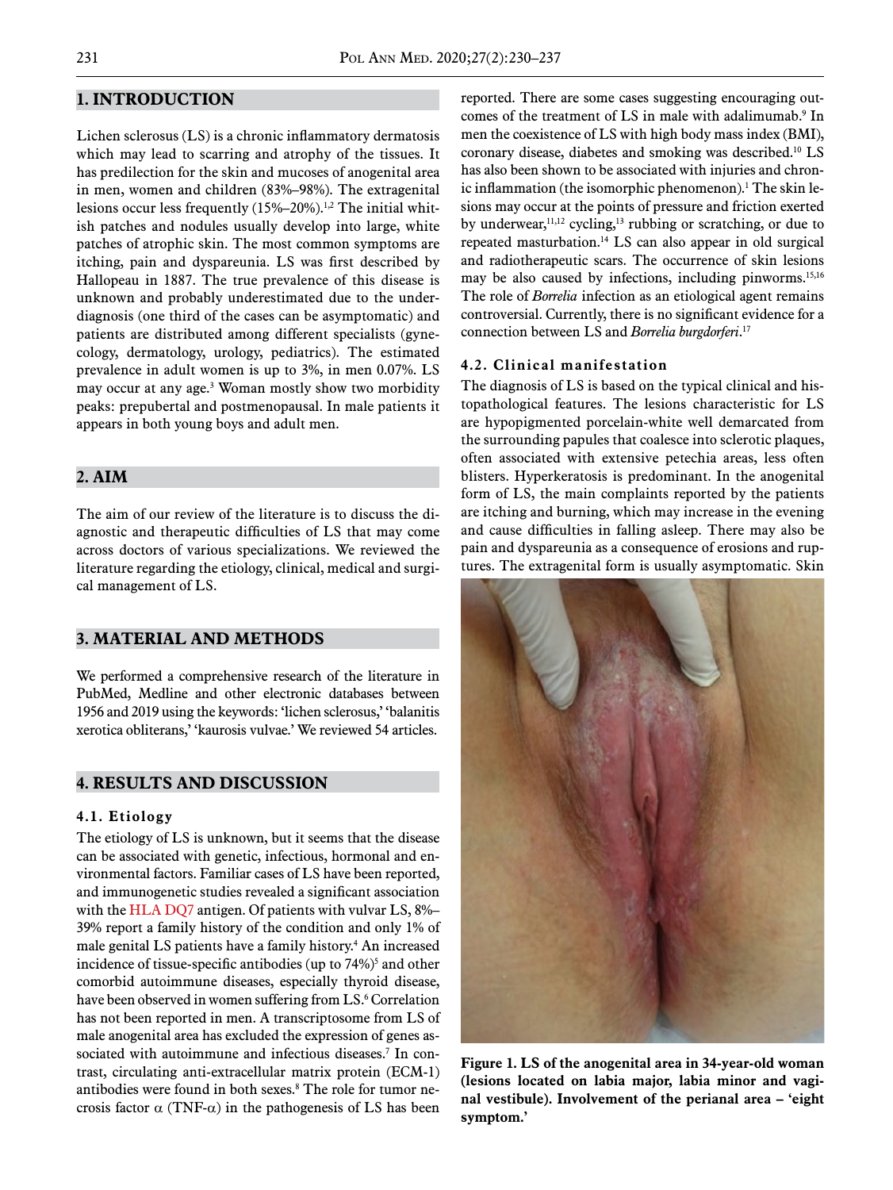## 1. INTRODUCTION

Lichen sclerosus (LS) is a chronic inflammatory dermatosis which may lead to scarring and atrophy of the tissues. It has predilection for the skin and mucoses of anogenital area in men, women and children (83%–98%). The extragenital lesions occur less frequently (15%–20%).[1,2] The initial whitish patches and nodules usually develop into large, white patches of atrophic skin. The most common symptoms are itching, pain and dyspareunia. LS was first described by Hallopeau in 1887. The true prevalence of this disease is unknown and probably underestimated due to the underdiagnosis (one third of the cases can be asymptomatic) and patients are distributed among different specialists (gynecology, dermatology, urology, pediatrics). The estimated prevalence in adult women is up to 3%, in men 0.07%. LS may occur at any age.[3] Woman mostly show two morbidity peaks: prepubertal and postmenopausal. In male patients it appears in both young boys and adult men.

## 2. AIM

The aim of our review of the literature is to discuss the diagnostic and therapeutic difficulties of LS that may come across doctors of various specializations. We reviewed the literature regarding the etiology, clinical, medical and surgical management of LS.

## 3. MATERIAL AND METHODS

We performed a comprehensive research of the literature in PubMed, Medline and other electronic databases between 1956 and 2019 using the keywords: 'lichen sclerosus,' 'balanitis xerotica obliterans,' 'kaurosis vulvae.' We reviewed 54 articles.

## 4. RESULTS AND DISCUSSION

### 4.1. Etiology

The etiology of LS is unknown, but it seems that the disease can be associated with genetic, infectious, hormonal and environmental factors. Familiar cases of LS have been reported, and immunogenetic studies revealed a significant association with the HLA DQ7 antigen. Of patients with vulvar LS, 8%–39% report a family history of the condition and only 1% of male genital LS patients have a family history.[4] An increased incidence of tissue-specific antibodies (up to 74%)[5] and other comorbid autoimmune diseases, especially thyroid disease, have been observed in women suffering from LS.[6] Correlation has not been reported in men. A transcriptosome from LS of male anogenital area has excluded the expression of genes associated with autoimmune and infectious diseases.[7] In contrast, circulating anti-extracellular matrix protein (ECM-1) antibodies were found in both sexes.[8] The role for tumor necrosis factor α (TNF-α) in the pathogenesis of LS has been reported. There are some cases suggesting encouraging outcomes of the treatment of LS in male with adalimumab.[9] In men the coexistence of LS with high body mass index (BMI), coronary disease, diabetes and smoking was described.[10] LS has also been shown to be associated with injuries and chronic inflammation (the isomorphic phenomenon).[1] The skin lesions may occur at the points of pressure and friction exerted by underwear,[11,12] cycling,[13] rubbing or scratching, or due to repeated masturbation.[14] LS can also appear in old surgical and radiotherapeutic scars. The occurrence of skin lesions may be also caused by infections, including pinworms.[15,16] The role of *Borrelia* infection as an etiological agent remains controversial. Currently, there is no significant evidence for a connection between LS and *Borrelia burgdorferi*.[17]

### 4.2. Clinical manifestation

The diagnosis of LS is based on the typical clinical and histopathological features. The lesions characteristic for LS are hypopigmented porcelain-white well demarcated from the surrounding papules that coalesce into sclerotic plaques, often associated with extensive petechia areas, less often blisters. Hyperkeratosis is predominant. In the anogenital form of LS, the main complaints reported by the patients are itching and burning, which may increase in the evening and cause difficulties in falling asleep. There may also be pain and dyspareunia as a consequence of erosions and ruptures. The extragenital form is usually asymptomatic. Skin

**Figure 1. LS of the anogenital area in 34-year-old woman (lesions located on labia major, labia minor and vaginal vestibule). Involvement of the perianal area – 'eight symptom.'**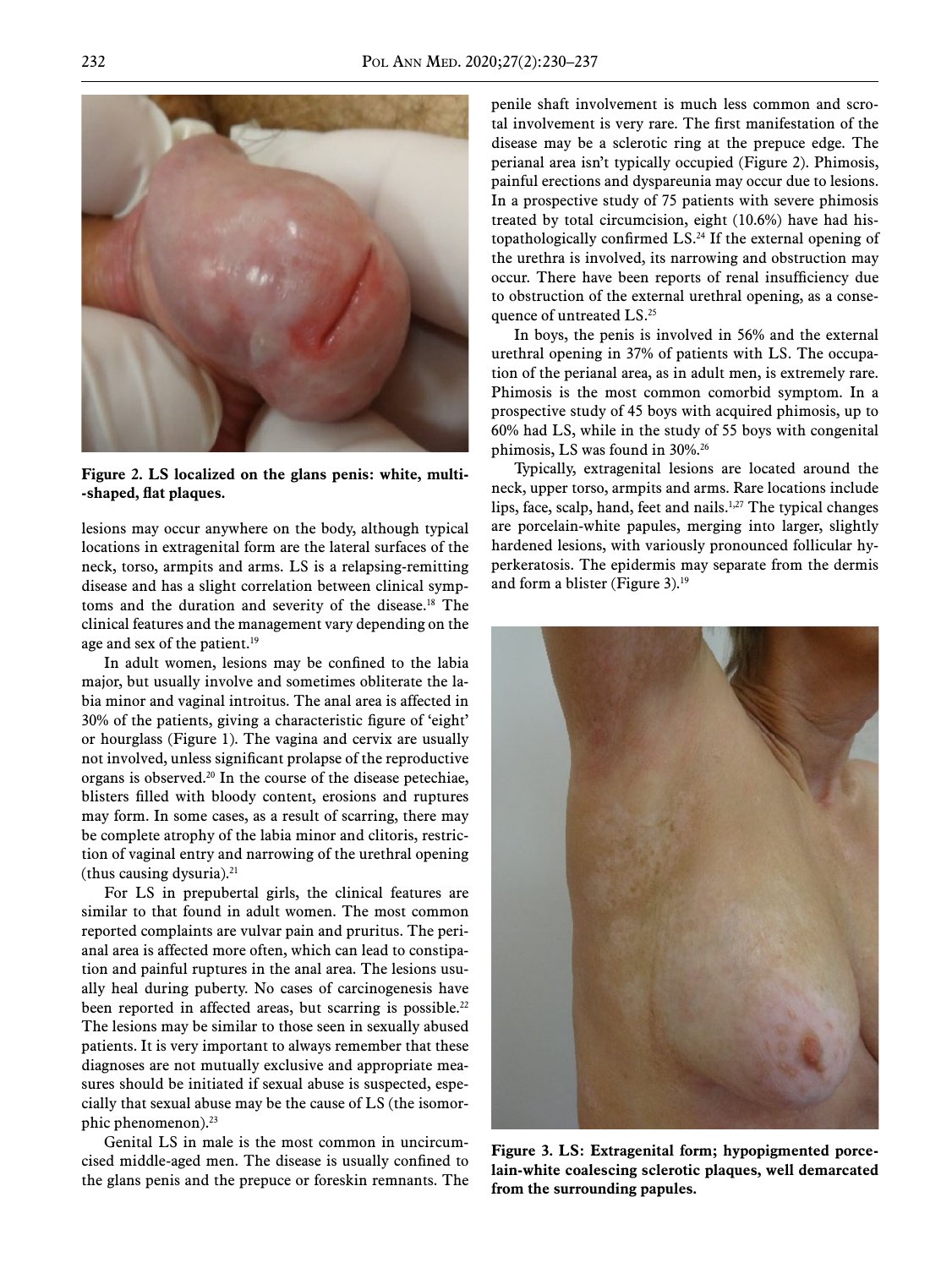**Figure 2. LS localized on the glans penis: white, multi-shaped, flat plaques.**

lesions may occur anywhere on the body, although typical locations in extragenital form are the lateral surfaces of the neck, torso, armpits and arms. LS is a relapsing-remitting disease and has a slight correlation between clinical symptoms and the duration and severity of the disease.[18] The clinical features and the management vary depending on the age and sex of the patient.[19]

In adult women, lesions may be confined to the labia major, but usually involve and sometimes obliterate the labia minor and vaginal introitus. The anal area is affected in 30% of the patients, giving a characteristic figure of 'eight' or hourglass (Figure 1). The vagina and cervix are usually not involved, unless significant prolapse of the reproductive organs is observed.[20] In the course of the disease petechiae, blisters filled with bloody content, erosions and ruptures may form. In some cases, as a result of scarring, there may be complete atrophy of the labia minor and clitoris, restriction of vaginal entry and narrowing of the urethral opening (thus causing dysuria).[21]

For LS in prepubertal girls, the clinical features are similar to that found in adult women. The most common reported complaints are vulvar pain and pruritus. The perianal area is affected more often, which can lead to constipation and painful ruptures in the anal area. The lesions usually heal during puberty. No cases of carcinogenesis have been reported in affected areas, but scarring is possible.[22] The lesions may be similar to those seen in sexually abused patients. It is very important to always remember that these diagnoses are not mutually exclusive and appropriate measures should be initiated if sexual abuse is suspected, especially that sexual abuse may be the cause of LS (the isomorphic phenomenon).[23]

Genital LS in male is the most common in uncircumcised middle-aged men. The disease is usually confined to the glans penis and the prepuce or foreskin remnants. The penile shaft involvement is much less common and scrotal involvement is very rare. The first manifestation of the disease may be a sclerotic ring at the prepuce edge. The perianal area isn't typically occupied (Figure 2). Phimosis, painful erections and dyspareunia may occur due to lesions. In a prospective study of 75 patients with severe phimosis treated by total circumcision, eight (10.6%) have had histopathologically confirmed LS.[24] If the external opening of the urethra is involved, its narrowing and obstruction may occur. There have been reports of renal insufficiency due to obstruction of the external urethral opening, as a consequence of untreated LS.[25]

In boys, the penis is involved in 56% and the external urethral opening in 37% of patients with LS. The occupation of the perianal area, as in adult men, is extremely rare. Phimosis is the most common comorbid symptom. In a prospective study of 45 boys with acquired phimosis, up to 60% had LS, while in the study of 55 boys with congenital phimosis, LS was found in 30%.[26]

Typically, extragenital lesions are located around the neck, upper torso, armpits and arms. Rare locations include lips, face, scalp, hand, feet and nails.[1,27] The typical changes are porcelain-white papules, merging into larger, slightly hardened lesions, with variously pronounced follicular hyperkeratosis. The epidermis may separate from the dermis and form a blister (Figure 3).[19]

**Figure 3. LS: Extragenital form; hypopigmented porcelain-white coalescing sclerotic plaques, well demarcated from the surrounding papules.**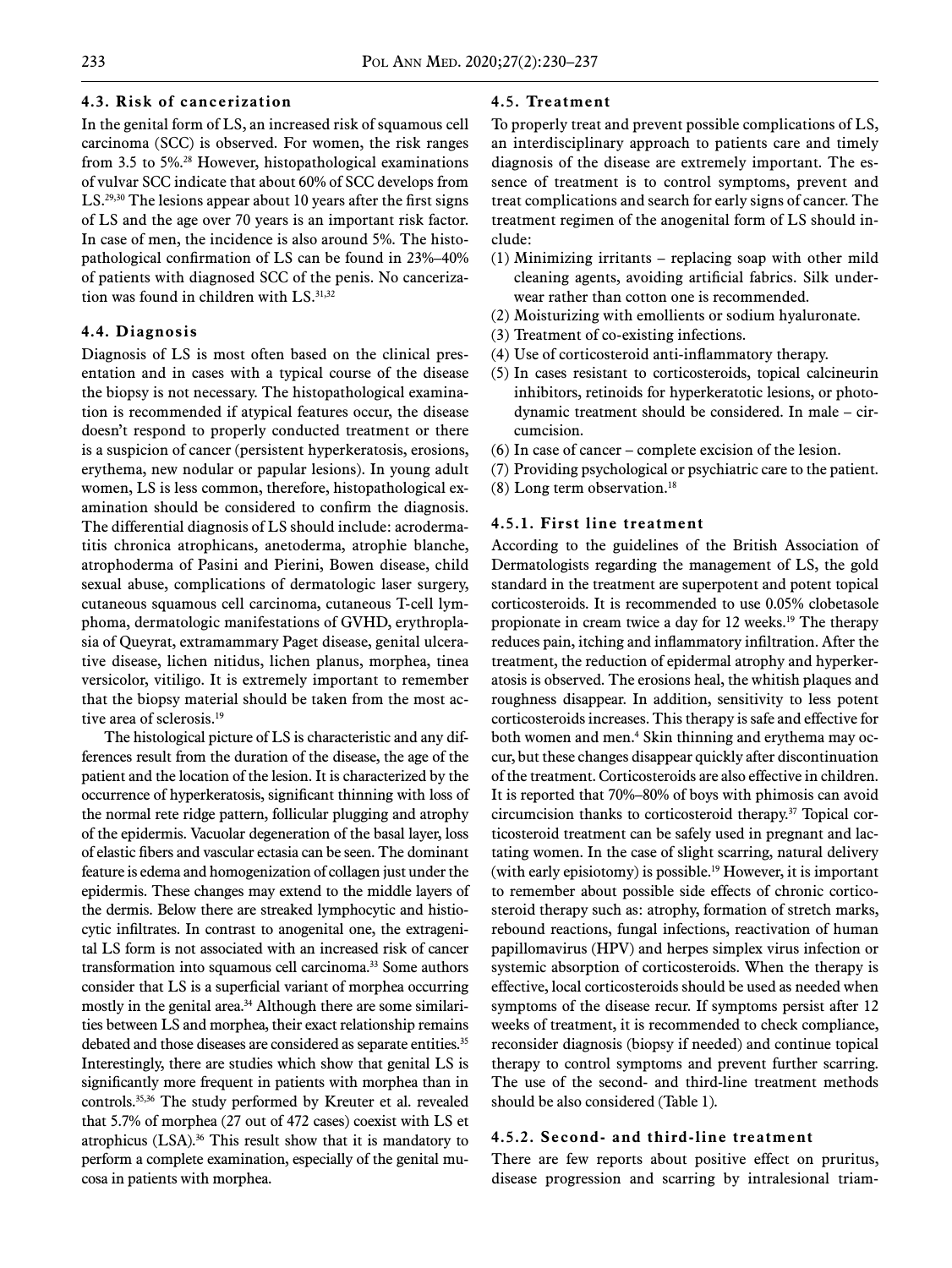### 4.3. Risk of cancerization

In the genital form of LS, an increased risk of squamous cell carcinoma (SCC) is observed. For women, the risk ranges from 3.5 to 5%.[28] However, histopathological examinations of vulvar SCC indicate that about 60% of SCC develops from LS.[29,30] The lesions appear about 10 years after the first signs of LS and the age over 70 years is an important risk factor. In case of men, the incidence is also around 5%. The histopathological confirmation of LS can be found in 23%–40% of patients with diagnosed SCC of the penis. No cancerization was found in children with LS.[31,32]

### 4.4. Diagnosis

Diagnosis of LS is most often based on the clinical presentation and in cases with a typical course of the disease the biopsy is not necessary. The histopathological examination is recommended if atypical features occur, the disease doesn't respond to properly conducted treatment or there is a suspicion of cancer (persistent hyperkeratosis, erosions, erythema, new nodular or papular lesions). In young adult women, LS is less common, therefore, histopathological examination should be considered to confirm the diagnosis. The differential diagnosis of LS should include: acrodermatitis chronica atrophicans, anetoderma, atrophie blanche, atrophoderma of Pasini and Pierini, Bowen disease, child sexual abuse, complications of dermatologic laser surgery, cutaneous squamous cell carcinoma, cutaneous T-cell lymphoma, dermatologic manifestations of GVHD, erythroplasia of Queyrat, extramammary Paget disease, genital ulcerative disease, lichen nitidus, lichen planus, morphea, tinea versicolor, vitiligo. It is extremely important to remember that the biopsy material should be taken from the most active area of sclerosis.[19]

The histological picture of LS is characteristic and any differences result from the duration of the disease, the age of the patient and the location of the lesion. It is characterized by the occurrence of hyperkeratosis, significant thinning with loss of the normal rete ridge pattern, follicular plugging and atrophy of the epidermis. Vacuolar degeneration of the basal layer, loss of elastic fibers and vascular ectasia can be seen. The dominant feature is edema and homogenization of collagen just under the epidermis. These changes may extend to the middle layers of the dermis. Below there are streaked lymphocytic and histiocytic infiltrates. In contrast to anogenital one, the extragenital LS form is not associated with an increased risk of cancer transformation into squamous cell carcinoma.[33] Some authors consider that LS is a superficial variant of morphea occurring mostly in the genital area.[34] Although there are some similarities between LS and morphea, their exact relationship remains debated and those diseases are considered as separate entities.[35] Interestingly, there are studies which show that genital LS is significantly more frequent in patients with morphea than in controls.[35,36] The study performed by Kreuter et al. revealed that 5.7% of morphea (27 out of 472 cases) coexist with LS et atrophicus (LSA).[36] This result show that it is mandatory to perform a complete examination, especially of the genital mucosa in patients with morphea.

### 4.5. Treatment

To properly treat and prevent possible complications of LS, an interdisciplinary approach to patients care and timely diagnosis of the disease are extremely important. The essence of treatment is to control symptoms, prevent and treat complications and search for early signs of cancer. The treatment regimen of the anogenital form of LS should include:

(1) Minimizing irritants – replacing soap with other mild cleaning agents, avoiding artificial fabrics. Silk underwear rather than cotton one is recommended.
(2) Moisturizing with emollients or sodium hyaluronate.
(3) Treatment of co-existing infections.
(4) Use of corticosteroid anti-inflammatory therapy.
(5) In cases resistant to corticosteroids, topical calcineurin inhibitors, retinoids for hyperkeratotic lesions, or photodynamic treatment should be considered. In male – circumcision.
(6) In case of cancer – complete excision of the lesion.
(7) Providing psychological or psychiatric care to the patient.
(8) Long term observation.[18]

#### 4.5.1. First line treatment

According to the guidelines of the British Association of Dermatologists regarding the management of LS, the gold standard in the treatment are superpotent and potent topical corticosteroids. It is recommended to use 0.05% clobetasole propionate in cream twice a day for 12 weeks.[19] The therapy reduces pain, itching and inflammatory infiltration. After the treatment, the reduction of epidermal atrophy and hyperkeratosis is observed. The erosions heal, the whitish plaques and roughness disappear. In addition, sensitivity to less potent corticosteroids increases. This therapy is safe and effective for both women and men.[4] Skin thinning and erythema may occur, but these changes disappear quickly after discontinuation of the treatment. Corticosteroids are also effective in children. It is reported that 70%–80% of boys with phimosis can avoid circumcision thanks to corticosteroid therapy.[37] Topical corticosteroid treatment can be safely used in pregnant and lactating women. In the case of slight scarring, natural delivery (with early episiotomy) is possible.[19] However, it is important to remember about possible side effects of chronic corticosteroid therapy such as: atrophy, formation of stretch marks, rebound reactions, fungal infections, reactivation of human papillomavirus (HPV) and herpes simplex virus infection or systemic absorption of corticosteroids. When the therapy is effective, local corticosteroids should be used as needed when symptoms of the disease recur. If symptoms persist after 12 weeks of treatment, it is recommended to check compliance, reconsider diagnosis (biopsy if needed) and continue topical therapy to control symptoms and prevent further scarring. The use of the second- and third-line treatment methods should be also considered (Table 1).

#### 4.5.2. Second- and third-line treatment

There are few reports about positive effect on pruritus, disease progression and scarring by intralesional triam-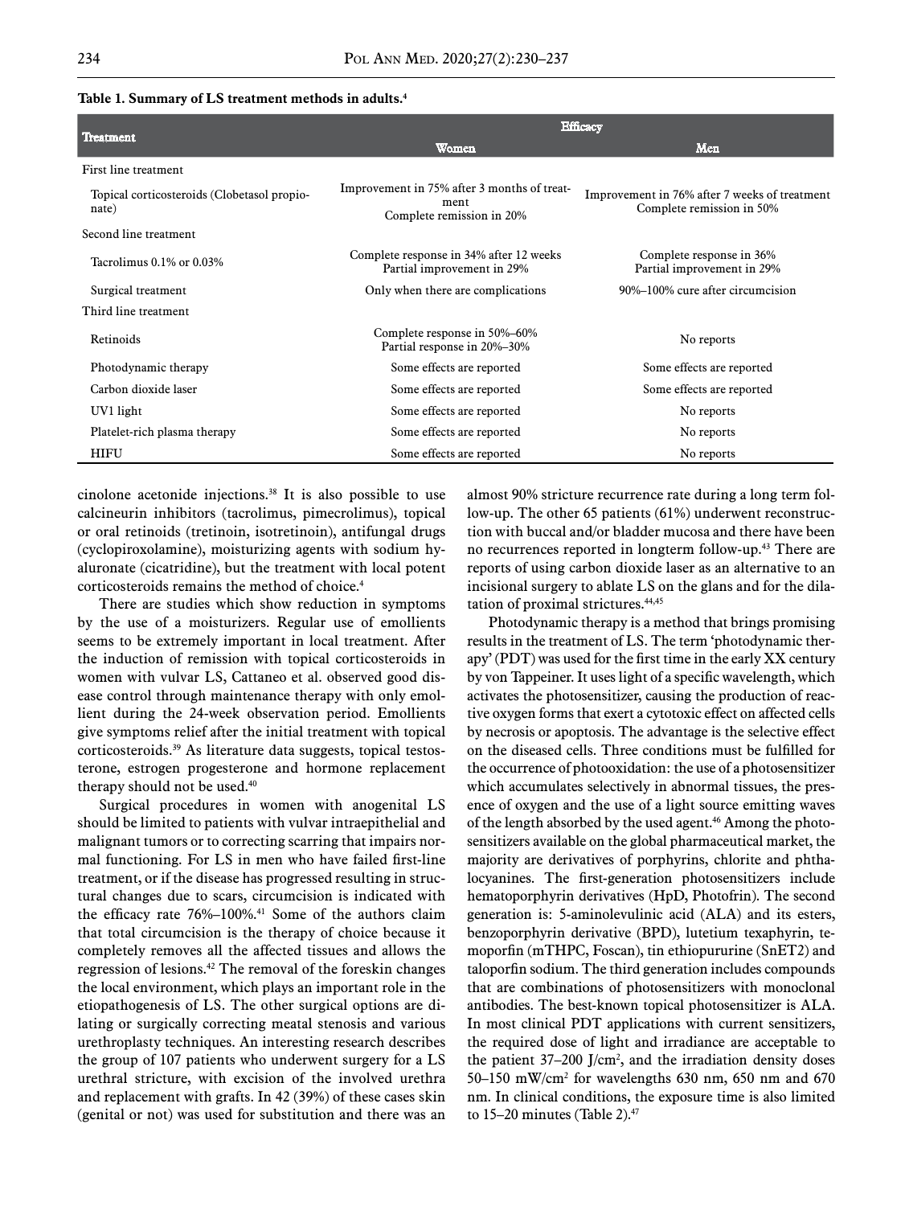**Table 1. Summary of LS treatment methods in adults.**[4]

| Treatment | Efficacy | |
|---|---|---|
| | Women | Men |
| First line treatment | | |
| Topical corticosteroids (Clobetasol propionate) | Improvement in 75% after 3 months of treatment<br>Complete remission in 20% | Improvement in 76% after 7 weeks of treatment<br>Complete remission in 50% |
| Second line treatment | | |
| Tacrolimus 0.1% or 0.03% | Complete response in 34% after 12 weeks<br>Partial improvement in 29% | Complete response in 36%<br>Partial improvement in 29% |
| Surgical treatment | Only when there are complications | 90%–100% cure after circumcision |
| Third line treatment | | |
| Retinoids | Complete response in 50%–60%<br>Partial response in 20%–30% | No reports |
| Photodynamic therapy | Some effects are reported | Some effects are reported |
| Carbon dioxide laser | Some effects are reported | Some effects are reported |
| UV1 light | Some effects are reported | No reports |
| Platelet-rich plasma therapy | Some effects are reported | No reports |
| HIFU | Some effects are reported | No reports |

cinolone acetonide injections.[38] It is also possible to use calcineurin inhibitors (tacrolimus, pimecrolimus), topical or oral retinoids (tretinoin, isotretinoin), antifungal drugs (cyclopiroxolamine), moisturizing agents with sodium hyaluronate (cicatridine), but the treatment with local potent corticosteroids remains the method of choice.[4]

There are studies which show reduction in symptoms by the use of a moisturizers. Regular use of emollients seems to be extremely important in local treatment. After the induction of remission with topical corticosteroids in women with vulvar LS, Cattaneo et al. observed good disease control through maintenance therapy with only emollient during the 24-week observation period. Emollients give symptoms relief after the initial treatment with topical corticosteroids.[39] As literature data suggests, topical testosterone, estrogen progesterone and hormone replacement therapy should not be used.[40]

Surgical procedures in women with anogenital LS should be limited to patients with vulvar intraepithelial and malignant tumors or to correcting scarring that impairs normal functioning. For LS in men who have failed first-line treatment, or if the disease has progressed resulting in structural changes due to scars, circumcision is indicated with the efficacy rate 76%–100%.[41] Some of the authors claim that total circumcision is the therapy of choice because it completely removes all the affected tissues and allows the regression of lesions.[42] The removal of the foreskin changes the local environment, which plays an important role in the etiopathogenesis of LS. The other surgical options are dilating or surgically correcting meatal stenosis and various urethroplasty techniques. An interesting research describes the group of 107 patients who underwent surgery for a LS urethral stricture, with excision of the involved urethra and replacement with grafts. In 42 (39%) of these cases skin (genital or not) was used for substitution and there was an almost 90% stricture recurrence rate during a long term follow-up. The other 65 patients (61%) underwent reconstruction with buccal and/or bladder mucosa and there have been no recurrences reported in longterm follow-up.[43] There are reports of using carbon dioxide laser as an alternative to an incisional surgery to ablate LS on the glans and for the dilatation of proximal strictures.[44,45]

Photodynamic therapy is a method that brings promising results in the treatment of LS. The term 'photodynamic therapy' (PDT) was used for the first time in the early XX century by von Tappeiner. It uses light of a specific wavelength, which activates the photosensitizer, causing the production of reactive oxygen forms that exert a cytotoxic effect on affected cells by necrosis or apoptosis. The advantage is the selective effect on the diseased cells. Three conditions must be fulfilled for the occurrence of photooxidation: the use of a photosensitizer which accumulates selectively in abnormal tissues, the presence of oxygen and the use of a light source emitting waves of the length absorbed by the used agent.[46] Among the photosensitizers available on the global pharmaceutical market, the majority are derivatives of porphyrins, chlorite and phthalocyanines. The first-generation photosensitizers include hematoporphyrin derivatives (HpD, Photofrin). The second generation is: 5-aminolevulinic acid (ALA) and its esters, benzoporphyrin derivative (BPD), lutetium texaphyrin, temoporfin (mTHPC, Foscan), tin ethiopururine (SnET2) and taloporfin sodium. The third generation includes compounds that are combinations of photosensitizers with monoclonal antibodies. The best-known topical photosensitizer is ALA. In most clinical PDT applications with current sensitizers, the required dose of light and irradiance are acceptable to the patient 37–200 J/cm$^2$, and the irradiation density doses 50–150 mW/cm$^2$ for wavelengths 630 nm, 650 nm and 670 nm. In clinical conditions, the exposure time is also limited to 15–20 minutes (Table 2).[47]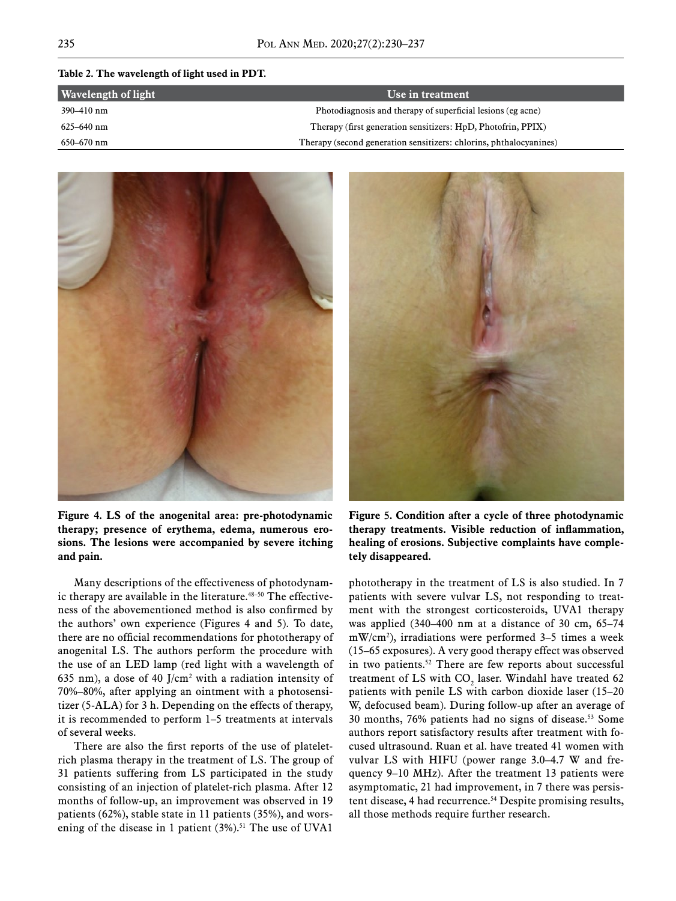**Table 2. The wavelength of light used in PDT.**

| Wavelength of light | Use in treatment |
|---|---|
| 390–410 nm | Photodiagnosis and therapy of superficial lesions (eg acne) |
| 625–640 nm | Therapy (first generation sensitizers: HpD, Photofrin, PPIX) |
| 650–670 nm | Therapy (second generation sensitizers: chlorins, phthalocyanines) |

**Figure 4. LS of the anogenital area: pre-photodynamic therapy; presence of erythema, edema, numerous erosions. The lesions were accompanied by severe itching and pain.**

**Figure 5. Condition after a cycle of three photodynamic therapy treatments. Visible reduction of inflammation, healing of erosions. Subjective complaints have completely disappeared.**

Many descriptions of the effectiveness of photodynamic therapy are available in the literature.[48–50] The effectiveness of the abovementioned method is also confirmed by the authors' own experience (Figures 4 and 5). To date, there are no official recommendations for phototherapy of anogenital LS. The authors perform the procedure with the use of an LED lamp (red light with a wavelength of 635 nm), a dose of 40 J/cm$^2$ with a radiation intensity of 70%–80%, after applying an ointment with a photosensitizer (5-ALA) for 3 h. Depending on the effects of therapy, it is recommended to perform 1–5 treatments at intervals of several weeks.

There are also the first reports of the use of platelet-rich plasma therapy in the treatment of LS. The group of 31 patients suffering from LS participated in the study consisting of an injection of platelet-rich plasma. After 12 months of follow-up, an improvement was observed in 19 patients (62%), stable state in 11 patients (35%), and worsening of the disease in 1 patient (3%).[51] The use of UVA1 phototherapy in the treatment of LS is also studied. In 7 patients with severe vulvar LS, not responding to treatment with the strongest corticosteroids, UVA1 therapy was applied (340–400 nm at a distance of 30 cm, 65–74 mW/cm$^2$), irradiations were performed 3–5 times a week (15–65 exposures). A very good therapy effect was observed in two patients.[52] There are few reports about successful treatment of LS with $CO_2$ laser. Windahl have treated 62 patients with penile LS with carbon dioxide laser (15–20 W, defocused beam). During follow-up after an average of 30 months, 76% patients had no signs of disease.[53] Some authors report satisfactory results after treatment with focused ultrasound. Ruan et al. have treated 41 women with vulvar LS with HIFU (power range 3.0–4.7 W and frequency 9–10 MHz). After the treatment 13 patients were asymptomatic, 21 had improvement, in 7 there was persistent disease, 4 had recurrence.[54] Despite promising results, all those methods require further research.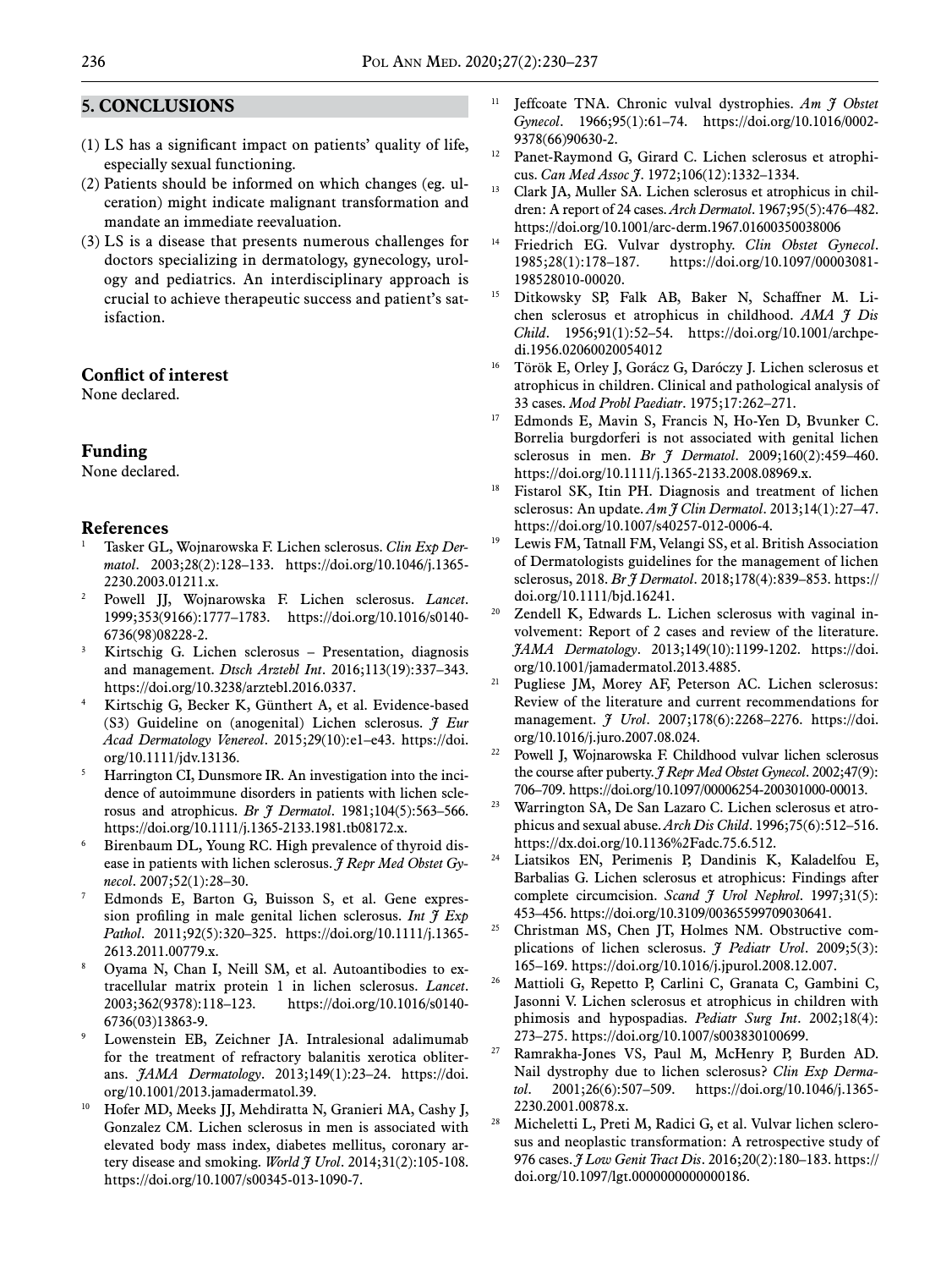## 5. CONCLUSIONS

(1) LS has a significant impact on patients' quality of life, especially sexual functioning.
(2) Patients should be informed on which changes (eg. ulceration) might indicate malignant transformation and mandate an immediate reevaluation.
(3) LS is a disease that presents numerous challenges for doctors specializing in dermatology, gynecology, urology and pediatrics. An interdisciplinary approach is crucial to achieve therapeutic success and patient's satisfaction.

### Conflict of interest

None declared.

### Funding

None declared.

### References

1. Tasker GL, Wojnarowska F. Lichen sclerosus. *Clin Exp Dermatol*. 2003;28(2):128–133. https://doi.org/10.1046/j.1365-2230.2003.01211.x.
2. Powell JJ, Wojnarowska F. Lichen sclerosus. *Lancet*. 1999;353(9166):1777–1783. https://doi.org/10.1016/s0140-6736(98)08228-2.
3. Kirtschig G. Lichen sclerosus – Presentation, diagnosis and management. *Dtsch Arztebl Int*. 2016;113(19):337–343. https://doi.org/10.3238/arztebl.2016.0337.
4. Kirtschig G, Becker K, Günthert A, et al. Evidence-based (S3) Guideline on (anogenital) Lichen sclerosus. *J Eur Acad Dermatology Venereol*. 2015;29(10):e1–e43. https://doi.org/10.1111/jdv.13136.
5. Harrington CI, Dunsmore IR. An investigation into the incidence of autoimmune disorders in patients with lichen sclerosus and atrophicus. *Br J Dermatol*. 1981;104(5):563–566. https://doi.org/10.1111/j.1365-2133.1981.tb08172.x.
6. Birenbaum DL, Young RC. High prevalence of thyroid disease in patients with lichen sclerosus. *J Repr Med Obstet Gynecol*. 2007;52(1):28–30.
7. Edmonds E, Barton G, Buisson S, et al. Gene expression profiling in male genital lichen sclerosus. *Int J Exp Pathol*. 2011;92(5):320–325. https://doi.org/10.1111/j.1365-2613.2011.00779.x.
8. Oyama N, Chan I, Neill SM, et al. Autoantibodies to extracellular matrix protein 1 in lichen sclerosus. *Lancet*. 2003;362(9378):118–123. https://doi.org/10.1016/s0140-6736(03)13863-9.
9. Lowenstein EB, Zeichner JA. Intralesional adalimumab for the treatment of refractory balanitis xerotica obliterans. *JAMA Dermatology*. 2013;149(1):23–24. https://doi.org/10.1001/2013.jamadermatol.39.
10. Hofer MD, Meeks JJ, Mehdiratta N, Granieri MA, Cashy J, Gonzalez CM. Lichen sclerosus in men is associated with elevated body mass index, diabetes mellitus, coronary artery disease and smoking. *World J Urol*. 2014;31(2):105-108. https://doi.org/10.1007/s00345-013-1090-7.
11. Jeffcoate TNA. Chronic vulval dystrophies. *Am J Obstet Gynecol*. 1966;95(1):61–74. https://doi.org/10.1016/0002-9378(66)90630-2.
12. Panet-Raymond G, Girard C. Lichen sclerosus et atrophicus. *Can Med Assoc J*. 1972;106(12):1332–1334.
13. Clark JA, Muller SA. Lichen sclerosus et atrophicus in children: A report of 24 cases. *Arch Dermatol*. 1967;95(5):476–482. https://doi.org/10.1001/arc-derm.1967.01600350038006
14. Friedrich EG. Vulvar dystrophy. *Clin Obstet Gynecol*. 1985;28(1):178–187. https://doi.org/10.1097/00003081-198528010-00020.
15. Ditkowsky SP, Falk AB, Baker N, Schaffner M. Lichen sclerosus et atrophicus in childhood. *AMA J Dis Child*. 1956;91(1):52–54. https://doi.org/10.1001/archpedi.1956.02060020054012
16. Török E, Orley J, Gorácz G, Daróczy J. Lichen sclerosus et atrophicus in children. Clinical and pathological analysis of 33 cases. *Mod Probl Paediatr*. 1975;17:262–271.
17. Edmonds E, Mavin S, Francis N, Ho-Yen D, Bvunker C. Borrelia burgdorferi is not associated with genital lichen sclerosus in men. *Br J Dermatol*. 2009;160(2):459–460. https://doi.org/10.1111/j.1365-2133.2008.08969.x.
18. Fistarol SK, Itin PH. Diagnosis and treatment of lichen sclerosus: An update. *Am J Clin Dermatol*. 2013;14(1):27–47. https://doi.org/10.1007/s40257-012-0006-4.
19. Lewis FM, Tatnall FM, Velangi SS, et al. British Association of Dermatologists guidelines for the management of lichen sclerosus, 2018. *Br J Dermatol*. 2018;178(4):839–853. https://doi.org/10.1111/bjd.16241.
20. Zendell K, Edwards L. Lichen sclerosus with vaginal involvement: Report of 2 cases and review of the literature. *JAMA Dermatology*. 2013;149(10):1199-1202. https://doi.org/10.1001/jamadermatol.2013.4885.
21. Pugliese JM, Morey AF, Peterson AC. Lichen sclerosus: Review of the literature and current recommendations for management. *J Urol*. 2007;178(6):2268–2276. https://doi.org/10.1016/j.juro.2007.08.024.
22. Powell J, Wojnarowska F. Childhood vulvar lichen sclerosus the course after puberty. *J Repr Med Obstet Gynecol*. 2002;47(9):706–709. https://doi.org/10.1097/00006254-200301000-00013.
23. Warrington SA, De San Lazaro C. Lichen sclerosus et atrophicus and sexual abuse. *Arch Dis Child*. 1996;75(6):512–516. https://dx.doi.org/10.1136%2Fadc.75.6.512.
24. Liatsikos EN, Perimenis P, Dandinis K, Kaladelfou E, Barbalias G. Lichen sclerosus et atrophicus: Findings after complete circumcision. *Scand J Urol Nephrol*. 1997;31(5):453–456. https://doi.org/10.3109/00365599709030641.
25. Christman MS, Chen JT, Holmes NM. Obstructive complications of lichen sclerosus. *J Pediatr Urol*. 2009;5(3):165–169. https://doi.org/10.1016/j.jpurol.2008.12.007.
26. Mattioli G, Repetto P, Carlini C, Granata C, Gambini C, Jasonni V. Lichen sclerosus et atrophicus in children with phimosis and hypospadias. *Pediatr Surg Int*. 2002;18(4):273–275. https://doi.org/10.1007/s003830100699.
27. Ramrakha-Jones VS, Paul M, McHenry P, Burden AD. Nail dystrophy due to lichen sclerosus? *Clin Exp Dermatol*. 2001;26(6):507–509. https://doi.org/10.1046/j.1365-2230.2001.00878.x.
28. Micheletti L, Preti M, Radici G, et al. Vulvar lichen sclerosus and neoplastic transformation: A retrospective study of 976 cases. *J Low Genit Tract Dis*. 2016;20(2):180–183. https://doi.org/10.1097/lgt.0000000000000186.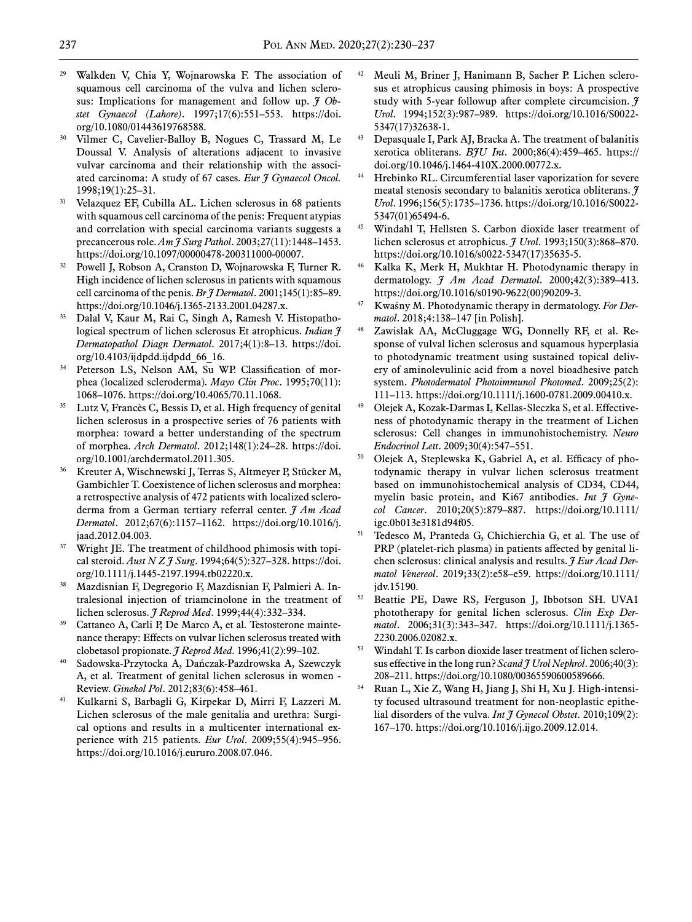29. Walkden V, Chia Y, Wojnarowska F. The association of squamous cell carcinoma of the vulva and lichen sclerosus: Implications for management and follow up. *J Obstet Gynaecol (Lahore)*. 1997;17(6):551–553. https://doi.org/10.1080/01443619768588.
30. Vilmer C, Cavelier-Balloy B, Nogues C, Trassard M, Le Doussal V. Analysis of alterations adjacent to invasive vulvar carcinoma and their relationship with the associated carcinoma: A study of 67 cases. *Eur J Gynaecol Oncol.* 1998;19(1):25–31.
31. Velazquez EF, Cubilla AL. Lichen sclerosus in 68 patients with squamous cell carcinoma of the penis: Frequent atypias and correlation with special carcinoma variants suggests a precancerous role. *Am J Surg Pathol*. 2003;27(11):1448–1453. https://doi.org/10.1097/00000478-200311000-00007.
32. Powell J, Robson A, Cranston D, Wojnarowska F, Turner R. High incidence of lichen sclerosus in patients with squamous cell carcinoma of the penis. *Br J Dermatol*. 2001;145(1):85–89. https://doi.org/10.1046/j.1365-2133.2001.04287.x.
33. Dalal V, Kaur M, Rai C, Singh A, Ramesh V. Histopathological spectrum of lichen sclerosus Et atrophicus. *Indian J Dermatopathol Diagn Dermatol*. 2017;4(1):8–13. https://doi.org/10.4103/ijdpdd.ijdpdd_66_16.
34. Peterson LS, Nelson AM, Su WP. Classification of morphea (localized scleroderma). *Mayo Clin Proc*. 1995;70(11): 1068–1076. https://doi.org/10.4065/70.11.1068.
35. Lutz V, Francès C, Bessis D, et al. High frequency of genital lichen sclerosus in a prospective series of 76 patients with morphea: toward a better understanding of the spectrum of morphea. *Arch Dermatol*. 2012;148(1):24–28. https://doi.org/10.1001/archdermatol.2011.305.
36. Kreuter A, Wischnewski J, Terras S, Altmeyer P, Stücker M, Gambichler T. Coexistence of lichen sclerosus and morphea: a retrospective analysis of 472 patients with localized scleroderma from a German tertiary referral center. *J Am Acad Dermatol*. 2012;67(6):1157–1162. https://doi.org/10.1016/j.jaad.2012.04.003.
37. Wright JE. The treatment of childhood phimosis with topical steroid. *Aust N Z J Surg*. 1994;64(5):327–328. https://doi.org/10.1111/j.1445-2197.1994.tb02220.x.
38. Mazdisnian F, Degregorio F, Mazdisnian F, Palmieri A. Intralesional injection of triamcinolone in the treatment of lichen sclerosus. *J Reprod Med*. 1999;44(4):332–334.
39. Cattaneo A, Carli P, De Marco A, et al. Testosterone maintenance therapy: Effects on vulvar lichen sclerosus treated with clobetasol propionate. *J Reprod Med*. 1996;41(2):99–102.
40. Sadowska-Przytocka A, Dańczak-Pazdrowska A, Szewczyk A, et al. Treatment of genital lichen sclerosus in women - Review. *Ginekol Pol*. 2012;83(6):458–461.
41. Kulkarni S, Barbagli G, Kirpekar D, Mirri F, Lazzeri M. Lichen sclerosus of the male genitalia and urethra: Surgical options and results in a multicenter international experience with 215 patients. *Eur Urol*. 2009;55(4):945–956. https://doi.org/10.1016/j.eururo.2008.07.046.
42. Meuli M, Briner J, Hanimann B, Sacher P. Lichen sclerosus et atrophicus causing phimosis in boys: A prospective study with 5-year followup after complete circumcision. *J Urol*. 1994;152(3):987–989. https://doi.org/10.1016/S0022-5347(17)32638-1.
43. Depasquale I, Park AJ, Bracka A. The treatment of balanitis xerotica obliterans. *BJU Int*. 2000;86(4):459–465. https://doi.org/10.1046/j.1464-410X.2000.00772.x.
44. Hrebinko RL. Circumferential laser vaporization for severe meatal stenosis secondary to balanitis xerotica obliterans. *J Urol*. 1996;156(5):1735–1736. https://doi.org/10.1016/S0022-5347(01)65494-6.
45. Windahl T, Hellsten S. Carbon dioxide laser treatment of lichen sclerosus et atrophicus. *J Urol*. 1993;150(3):868–870. https://doi.org/10.1016/s0022-5347(17)35635-5.
46. Kalka K, Merk H, Mukhtar H. Photodynamic therapy in dermatology. *J Am Acad Dermatol*. 2000;42(3):389–413. https://doi.org/10.1016/s0190-9622(00)90209-3.
47. Kwaśny M. Photodynamic therapy in dermatology. *For Dermatol*. 2018;4:138–147 [in Polish].
48. Zawislak AA, McCluggage WG, Donnelly RF, et al. Response of vulval lichen sclerosus and squamous hyperplasia to photodynamic treatment using sustained topical delivery of aminolevulinic acid from a novel bioadhesive patch system. *Photodermatol Photoimmunol Photomed*. 2009;25(2): 111–113. https://doi.org/10.1111/j.1600-0781.2009.00410.x.
49. Olejek A, Kozak-Darmas I, Kellas-Sleczka S, et al. Effectiveness of photodynamic therapy in the treatment of Lichen sclerosus: Cell changes in immunohistochemistry. *Neuro Endocrinol Lett*. 2009;30(4):547–551.
50. Olejek A, Steplewska K, Gabriel A, et al. Efficacy of photodynamic therapy in vulvar lichen sclerosus treatment based on immunohistochemical analysis of CD34, CD44, myelin basic protein, and Ki67 antibodies. *Int J Gynecol Cancer*. 2010;20(5):879–887. https://doi.org/10.1111/igc.0b013e3181d94f05.
51. Tedesco M, Pranteda G, Chichierchia G, et al. The use of PRP (platelet-rich plasma) in patients affected by genital lichen sclerosus: clinical analysis and results. *J Eur Acad Dermatol Venereol*. 2019;33(2):e58–e59. https://doi.org/10.1111/jdv.15190.
52. Beattie PE, Dawe RS, Ferguson J, Ibbotson SH. UVA1 phototherapy for genital lichen sclerosus. *Clin Exp Dermatol*. 2006;31(3):343–347. https://doi.org/10.1111/j.1365-2230.2006.02082.x.
53. Windahl T. Is carbon dioxide laser treatment of lichen sclerosus effective in the long run? *Scand J Urol Nephrol*. 2006;40(3): 208–211. https://doi.org/10.1080/00365590600589666.
54. Ruan L, Xie Z, Wang H, Jiang J, Shi H, Xu J. High-intensity focused ultrasound treatment for non-neoplastic epithelial disorders of the vulva. *Int J Gynecol Obstet*. 2010;109(2): 167–170. https://doi.org/10.1016/j.ijgo.2009.12.014.